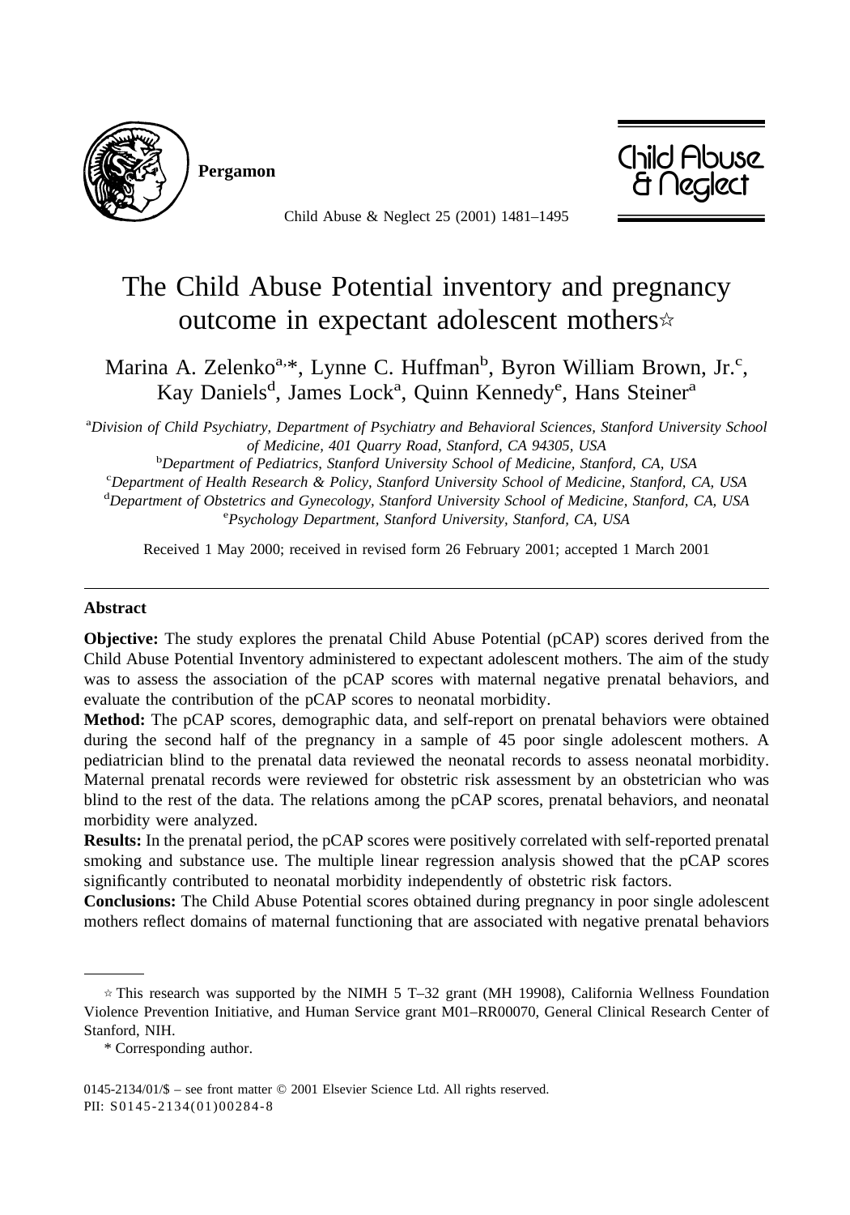# The Child Abuse Potential inventory and pregnancy outcome in expectant adolescent mothers☆

Marina A. Zelenko[a,*], Lynne C. Huffman[b], Byron William Brown, Jr.[c], Kay Daniels[d], James Lock[a], Quinn Kennedy[e], Hans Steiner[a]

[a] *Division of Child Psychiatry, Department of Psychiatry and Behavioral Sciences, Stanford University School of Medicine, 401 Quarry Road, Stanford, CA 94305, USA*

[b] *Department of Pediatrics, Stanford University School of Medicine, Stanford, CA, USA*

[c] *Department of Health Research & Policy, Stanford University School of Medicine, Stanford, CA, USA*

[d] *Department of Obstetrics and Gynecology, Stanford University School of Medicine, Stanford, CA, USA*

[e] *Psychology Department, Stanford University, Stanford, CA, USA*

Received 1 May 2000; received in revised form 26 February 2001; accepted 1 March 2001

## Abstract

**Objective:** The study explores the prenatal Child Abuse Potential (pCAP) scores derived from the Child Abuse Potential Inventory administered to expectant adolescent mothers. The aim of the study was to assess the association of the pCAP scores with maternal negative prenatal behaviors, and evaluate the contribution of the pCAP scores to neonatal morbidity.

**Method:** The pCAP scores, demographic data, and self-report on prenatal behaviors were obtained during the second half of the pregnancy in a sample of 45 poor single adolescent mothers. A pediatrician blind to the prenatal data reviewed the neonatal records to assess neonatal morbidity. Maternal prenatal records were reviewed for obstetric risk assessment by an obstetrician who was blind to the rest of the data. The relations among the pCAP scores, prenatal behaviors, and neonatal morbidity were analyzed.

**Results:** In the prenatal period, the pCAP scores were positively correlated with self-reported prenatal smoking and substance use. The multiple linear regression analysis showed that the pCAP scores significantly contributed to neonatal morbidity independently of obstetric risk factors.

**Conclusions:** The Child Abuse Potential scores obtained during pregnancy in poor single adolescent mothers reflect domains of maternal functioning that are associated with negative prenatal behaviors

---

☆ This research was supported by the NIMH 5 T–32 grant (MH 19908), California Wellness Foundation Violence Prevention Initiative, and Human Service grant M01–RR00070, General Clinical Research Center of Stanford, NIH.

\* Corresponding author.

0145-2134/01/$ – see front matter © 2001 Elsevier Science Ltd. All rights reserved.
PII: S0145-2134(01)00284-8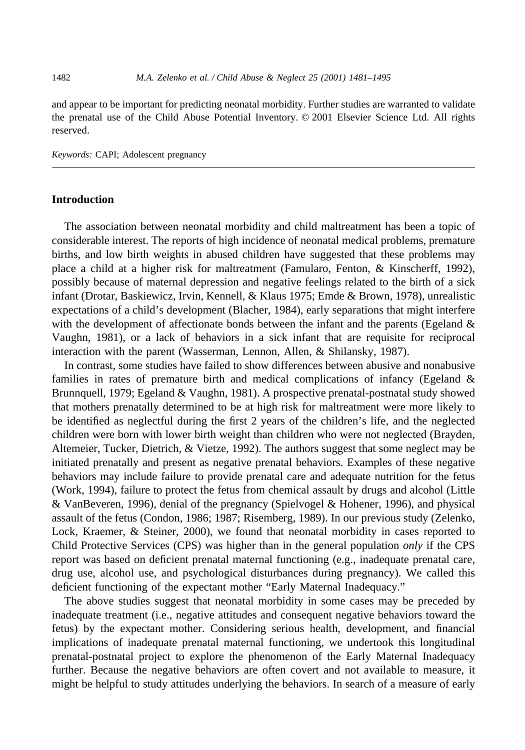and appear to be important for predicting neonatal morbidity. Further studies are warranted to validate the prenatal use of the Child Abuse Potential Inventory. © 2001 Elsevier Science Ltd. All rights reserved.

*Keywords:* CAPI; Adolescent pregnancy

## Introduction

The association between neonatal morbidity and child maltreatment has been a topic of considerable interest. The reports of high incidence of neonatal medical problems, premature births, and low birth weights in abused children have suggested that these problems may place a child at a higher risk for maltreatment (Famularo, Fenton, & Kinscherff, 1992), possibly because of maternal depression and negative feelings related to the birth of a sick infant (Drotar, Baskiewicz, Irvin, Kennell, & Klaus 1975; Emde & Brown, 1978), unrealistic expectations of a child's development (Blacher, 1984), early separations that might interfere with the development of affectionate bonds between the infant and the parents (Egeland & Vaughn, 1981), or a lack of behaviors in a sick infant that are requisite for reciprocal interaction with the parent (Wasserman, Lennon, Allen, & Shilansky, 1987).

In contrast, some studies have failed to show differences between abusive and nonabusive families in rates of premature birth and medical complications of infancy (Egeland & Brunnquell, 1979; Egeland & Vaughn, 1981). A prospective prenatal-postnatal study showed that mothers prenatally determined to be at high risk for maltreatment were more likely to be identified as neglectful during the first 2 years of the children's life, and the neglected children were born with lower birth weight than children who were not neglected (Brayden, Altemeier, Tucker, Dietrich, & Vietze, 1992). The authors suggest that some neglect may be initiated prenatally and present as negative prenatal behaviors. Examples of these negative behaviors may include failure to provide prenatal care and adequate nutrition for the fetus (Work, 1994), failure to protect the fetus from chemical assault by drugs and alcohol (Little & VanBeveren, 1996), denial of the pregnancy (Spielvogel & Hohener, 1996), and physical assault of the fetus (Condon, 1986; 1987; Risemberg, 1989). In our previous study (Zelenko, Lock, Kraemer, & Steiner, 2000), we found that neonatal morbidity in cases reported to Child Protective Services (CPS) was higher than in the general population *only* if the CPS report was based on deficient prenatal maternal functioning (e.g., inadequate prenatal care, drug use, alcohol use, and psychological disturbances during pregnancy). We called this deficient functioning of the expectant mother "Early Maternal Inadequacy."

The above studies suggest that neonatal morbidity in some cases may be preceded by inadequate treatment (i.e., negative attitudes and consequent negative behaviors toward the fetus) by the expectant mother. Considering serious health, development, and financial implications of inadequate prenatal maternal functioning, we undertook this longitudinal prenatal-postnatal project to explore the phenomenon of the Early Maternal Inadequacy further. Because the negative behaviors are often covert and not available to measure, it might be helpful to study attitudes underlying the behaviors. In search of a measure of early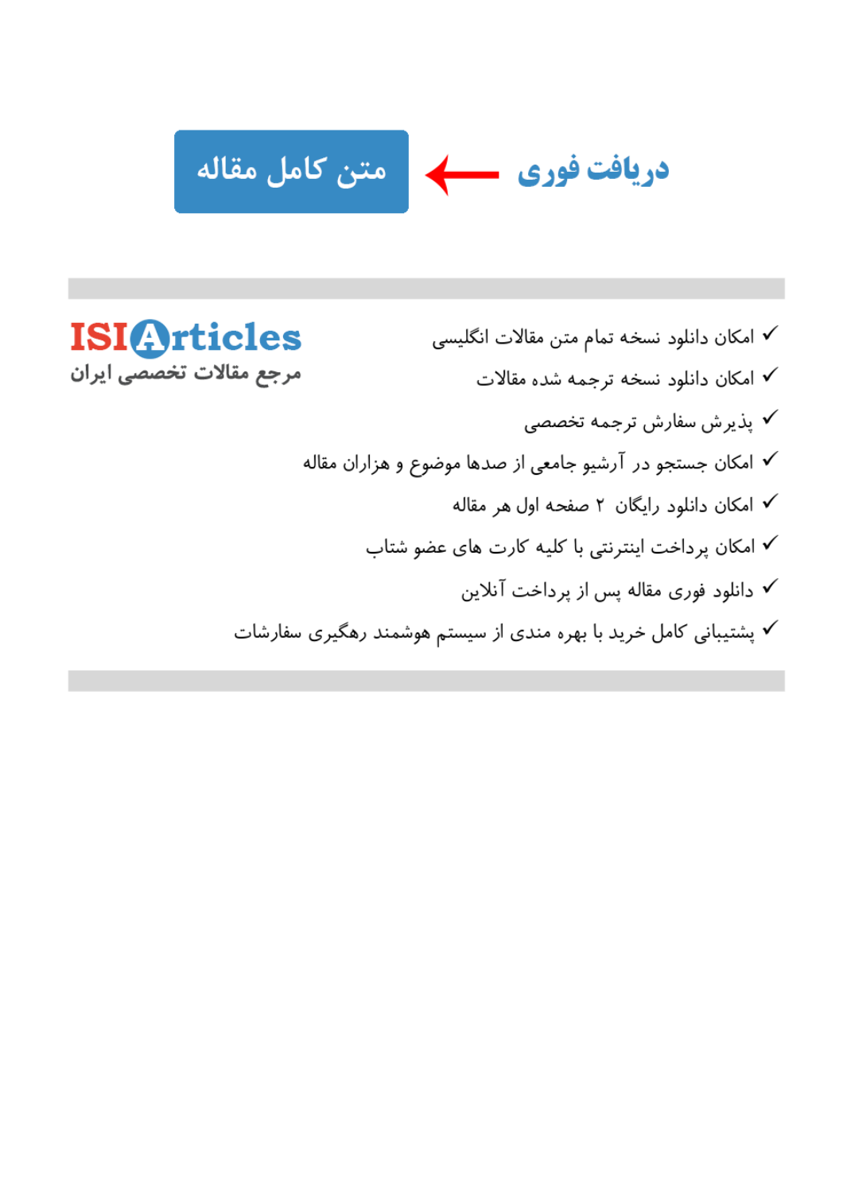دریافت فوری ← **متن کامل مقاله**

**ISIArticles**
مرجع مقالات تخصصی ایران

- ✓ امکان دانلود نسخه تمام متن مقالات انگلیسی
- ✓ امکان دانلود نسخه ترجمه شده مقالات
- ✓ پذیرش سفارش ترجمه تخصصی
- ✓ امکان جستجو در آرشیو جامعی از صدها موضوع و هزاران مقاله
- ✓ امکان دانلود رایگان ۲ صفحه اول هر مقاله
- ✓ امکان پرداخت اینترنتی با کلیه کارت های عضو شتاب
- ✓ دانلود فوری مقاله پس از پرداخت آنلاین
- ✓ پشتیبانی کامل خرید با بهره مندی از سیستم هوشمند رهگیری سفارشات